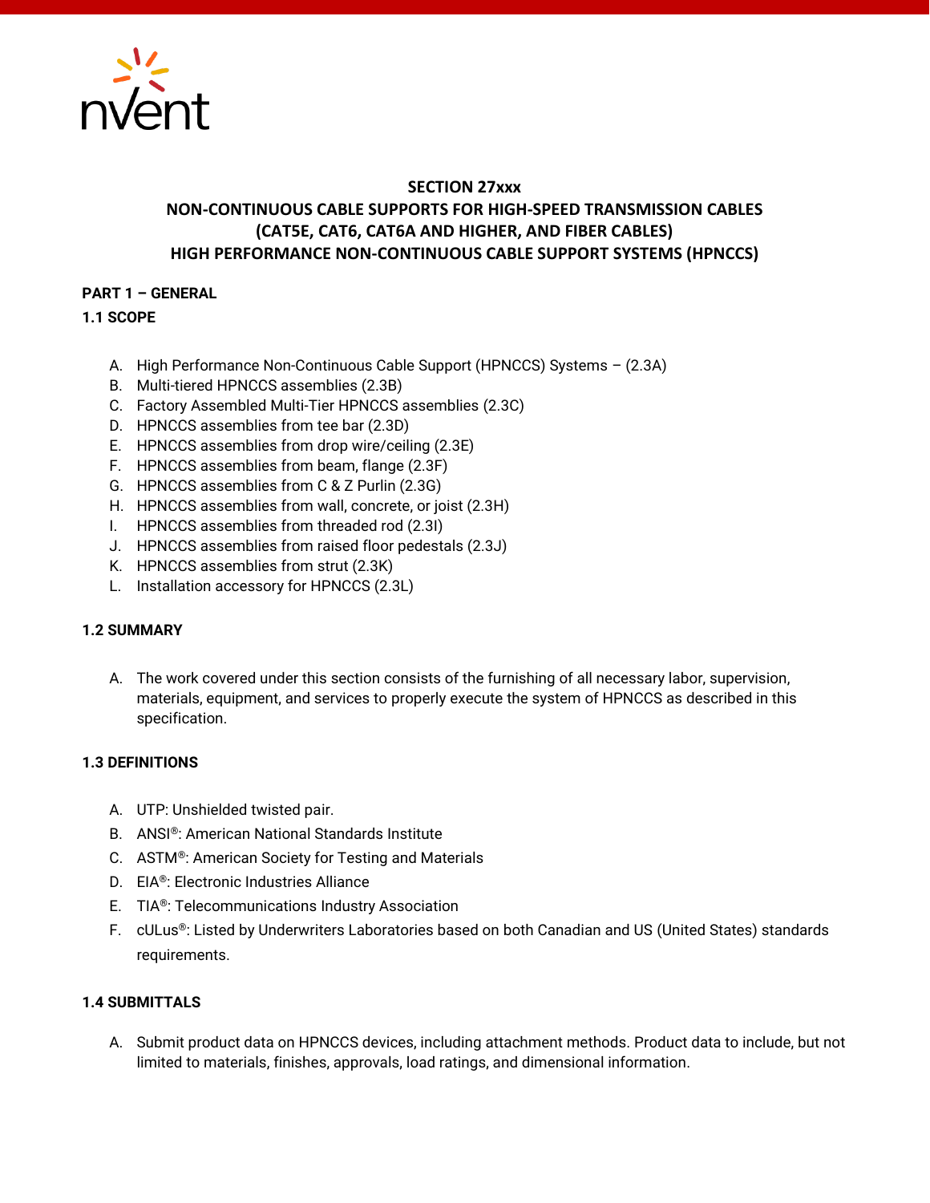# SECTION 27xxx
# NON-CONTINUOUS CABLE SUPPORTS FOR HIGH-SPEED TRANSMISSION CABLES (CAT5E, CAT6, CAT6A AND HIGHER, AND FIBER CABLES)
# HIGH PERFORMANCE NON-CONTINUOUS CABLE SUPPORT SYSTEMS (HPNCCS)

## PART 1 – GENERAL

### 1.1 SCOPE

A. High Performance Non-Continuous Cable Support (HPNCCS) Systems – (2.3A)
B. Multi-tiered HPNCCS assemblies (2.3B)
C. Factory Assembled Multi-Tier HPNCCS assemblies (2.3C)
D. HPNCCS assemblies from tee bar (2.3D)
E. HPNCCS assemblies from drop wire/ceiling (2.3E)
F. HPNCCS assemblies from beam, flange (2.3F)
G. HPNCCS assemblies from C & Z Purlin (2.3G)
H. HPNCCS assemblies from wall, concrete, or joist (2.3H)
I. HPNCCS assemblies from threaded rod (2.3I)
J. HPNCCS assemblies from raised floor pedestals (2.3J)
K. HPNCCS assemblies from strut (2.3K)
L. Installation accessory for HPNCCS (2.3L)

### 1.2 SUMMARY

A. The work covered under this section consists of the furnishing of all necessary labor, supervision, materials, equipment, and services to properly execute the system of HPNCCS as described in this specification.

### 1.3 DEFINITIONS

A. UTP: Unshielded twisted pair.
B. ANSI®: American National Standards Institute
C. ASTM®: American Society for Testing and Materials
D. EIA®: Electronic Industries Alliance
E. TIA®: Telecommunications Industry Association
F. cULus®: Listed by Underwriters Laboratories based on both Canadian and US (United States) standards requirements.

### 1.4 SUBMITTALS

A. Submit product data on HPNCCS devices, including attachment methods. Product data to include, but not limited to materials, finishes, approvals, load ratings, and dimensional information.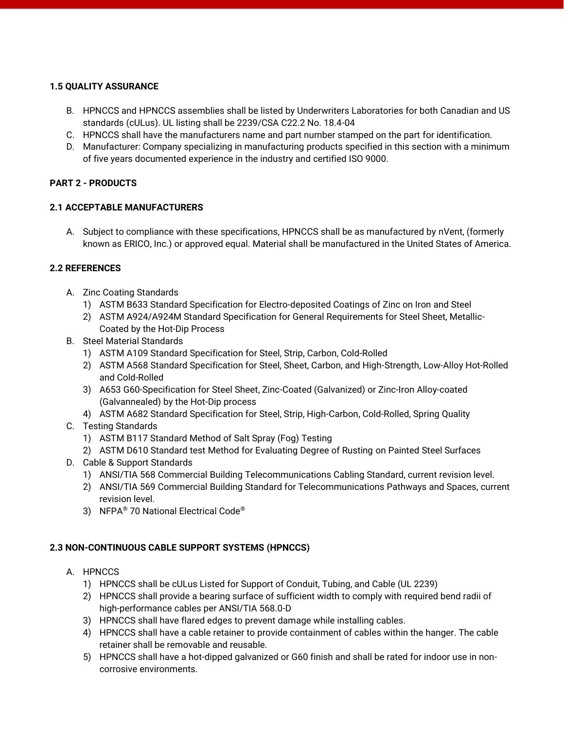**1.5 QUALITY ASSURANCE**

B. HPNCCS and HPNCCS assemblies shall be listed by Underwriters Laboratories for both Canadian and US standards (cULus). UL listing shall be 2239/CSA C22.2 No. 18.4-04
C. HPNCCS shall have the manufacturers name and part number stamped on the part for identification.
D. Manufacturer: Company specializing in manufacturing products specified in this section with a minimum of five years documented experience in the industry and certified ISO 9000.

**PART 2 - PRODUCTS**

**2.1 ACCEPTABLE MANUFACTURERS**

A. Subject to compliance with these specifications, HPNCCS shall be as manufactured by nVent, (formerly known as ERICO, Inc.) or approved equal. Material shall be manufactured in the United States of America.

**2.2 REFERENCES**

A. Zinc Coating Standards
   1) ASTM B633 Standard Specification for Electro-deposited Coatings of Zinc on Iron and Steel
   2) ASTM A924/A924M Standard Specification for General Requirements for Steel Sheet, Metallic-Coated by the Hot-Dip Process
B. Steel Material Standards
   1) ASTM A109 Standard Specification for Steel, Strip, Carbon, Cold-Rolled
   2) ASTM A568 Standard Specification for Steel, Sheet, Carbon, and High-Strength, Low-Alloy Hot-Rolled and Cold-Rolled
   3) A653 G60-Specification for Steel Sheet, Zinc-Coated (Galvanized) or Zinc-Iron Alloy-coated (Galvannealed) by the Hot-Dip process
   4) ASTM A682 Standard Specification for Steel, Strip, High-Carbon, Cold-Rolled, Spring Quality
C. Testing Standards
   1) ASTM B117 Standard Method of Salt Spray (Fog) Testing
   2) ASTM D610 Standard test Method for Evaluating Degree of Rusting on Painted Steel Surfaces
D. Cable & Support Standards
   1) ANSI/TIA 568 Commercial Building Telecommunications Cabling Standard, current revision level.
   2) ANSI/TIA 569 Commercial Building Standard for Telecommunications Pathways and Spaces, current revision level.
   3) NFPA® 70 National Electrical Code®

**2.3 NON-CONTINUOUS CABLE SUPPORT SYSTEMS (HPNCCS)**

A. HPNCCS
   1) HPNCCS shall be cULus Listed for Support of Conduit, Tubing, and Cable (UL 2239)
   2) HPNCCS shall provide a bearing surface of sufficient width to comply with required bend radii of high-performance cables per ANSI/TIA 568.0-D
   3) HPNCCS shall have flared edges to prevent damage while installing cables.
   4) HPNCCS shall have a cable retainer to provide containment of cables within the hanger. The cable retainer shall be removable and reusable.
   5) HPNCCS shall have a hot-dipped galvanized or G60 finish and shall be rated for indoor use in non-corrosive environments.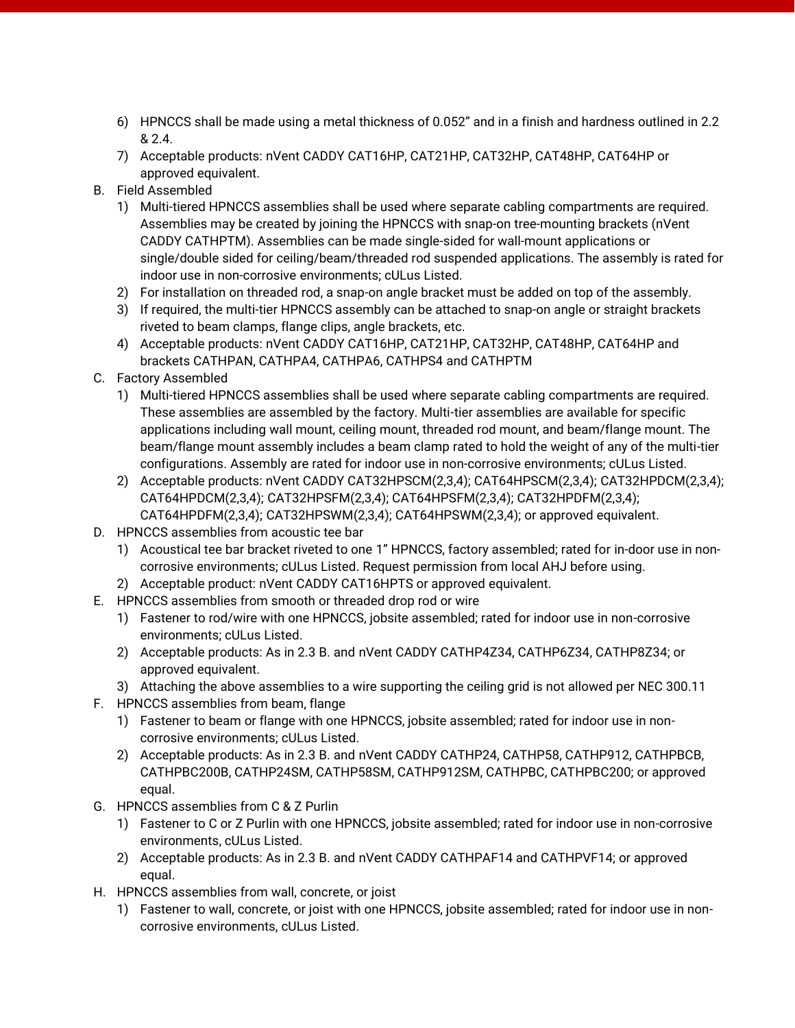6) HPNCCS shall be made using a metal thickness of 0.052” and in a finish and hardness outlined in 2.2 & 2.4.
7) Acceptable products: nVent CADDY CAT16HP, CAT21HP, CAT32HP, CAT48HP, CAT64HP or approved equivalent.

B. Field Assembled
1) Multi-tiered HPNCCS assemblies shall be used where separate cabling compartments are required. Assemblies may be created by joining the HPNCCS with snap-on tree-mounting brackets (nVent CADDY CATHPTM). Assemblies can be made single-sided for wall-mount applications or single/double sided for ceiling/beam/threaded rod suspended applications. The assembly is rated for indoor use in non-corrosive environments; cULus Listed.
2) For installation on threaded rod, a snap-on angle bracket must be added on top of the assembly.
3) If required, the multi-tier HPNCCS assembly can be attached to snap-on angle or straight brackets riveted to beam clamps, flange clips, angle brackets, etc.
4) Acceptable products: nVent CADDY CAT16HP, CAT21HP, CAT32HP, CAT48HP, CAT64HP and brackets CATHPAN, CATHPA4, CATHPA6, CATHPS4 and CATHPTM

C. Factory Assembled
1) Multi-tiered HPNCCS assemblies shall be used where separate cabling compartments are required. These assemblies are assembled by the factory. Multi-tier assemblies are available for specific applications including wall mount, ceiling mount, threaded rod mount, and beam/flange mount. The beam/flange mount assembly includes a beam clamp rated to hold the weight of any of the multi-tier configurations. Assembly are rated for indoor use in non-corrosive environments; cULus Listed.
2) Acceptable products: nVent CADDY CAT32HPSCM(2,3,4); CAT64HPSCM(2,3,4); CAT32HPDCM(2,3,4); CAT64HPDCM(2,3,4); CAT32HPSFM(2,3,4); CAT64HPSFM(2,3,4); CAT32HPDFM(2,3,4); CAT64HPDFM(2,3,4); CAT32HPSWM(2,3,4); CAT64HPSWM(2,3,4); or approved equivalent.

D. HPNCCS assemblies from acoustic tee bar
1) Acoustical tee bar bracket riveted to one 1” HPNCCS, factory assembled; rated for in-door use in non-corrosive environments; cULus Listed. Request permission from local AHJ before using.
2) Acceptable product: nVent CADDY CAT16HPTS or approved equivalent.

E. HPNCCS assemblies from smooth or threaded drop rod or wire
1) Fastener to rod/wire with one HPNCCS, jobsite assembled; rated for indoor use in non-corrosive environments; cULus Listed.
2) Acceptable products: As in 2.3 B. and nVent CADDY CATHP4Z34, CATHP6Z34, CATHP8Z34; or approved equivalent.
3) Attaching the above assemblies to a wire supporting the ceiling grid is not allowed per NEC 300.11

F. HPNCCS assemblies from beam, flange
1) Fastener to beam or flange with one HPNCCS, jobsite assembled; rated for indoor use in non-corrosive environments; cULus Listed.
2) Acceptable products: As in 2.3 B. and nVent CADDY CATHP24, CATHP58, CATHP912, CATHPBCB, CATHPBC200B, CATHP24SM, CATHP58SM, CATHP912SM, CATHPBC, CATHPBC200; or approved equal.

G. HPNCCS assemblies from C & Z Purlin
1) Fastener to C or Z Purlin with one HPNCCS, jobsite assembled; rated for indoor use in non-corrosive environments, cULus Listed.
2) Acceptable products: As in 2.3 B. and nVent CADDY CATHPAF14 and CATHPVF14; or approved equal.

H. HPNCCS assemblies from wall, concrete, or joist
1) Fastener to wall, concrete, or joist with one HPNCCS, jobsite assembled; rated for indoor use in non-corrosive environments, cULus Listed.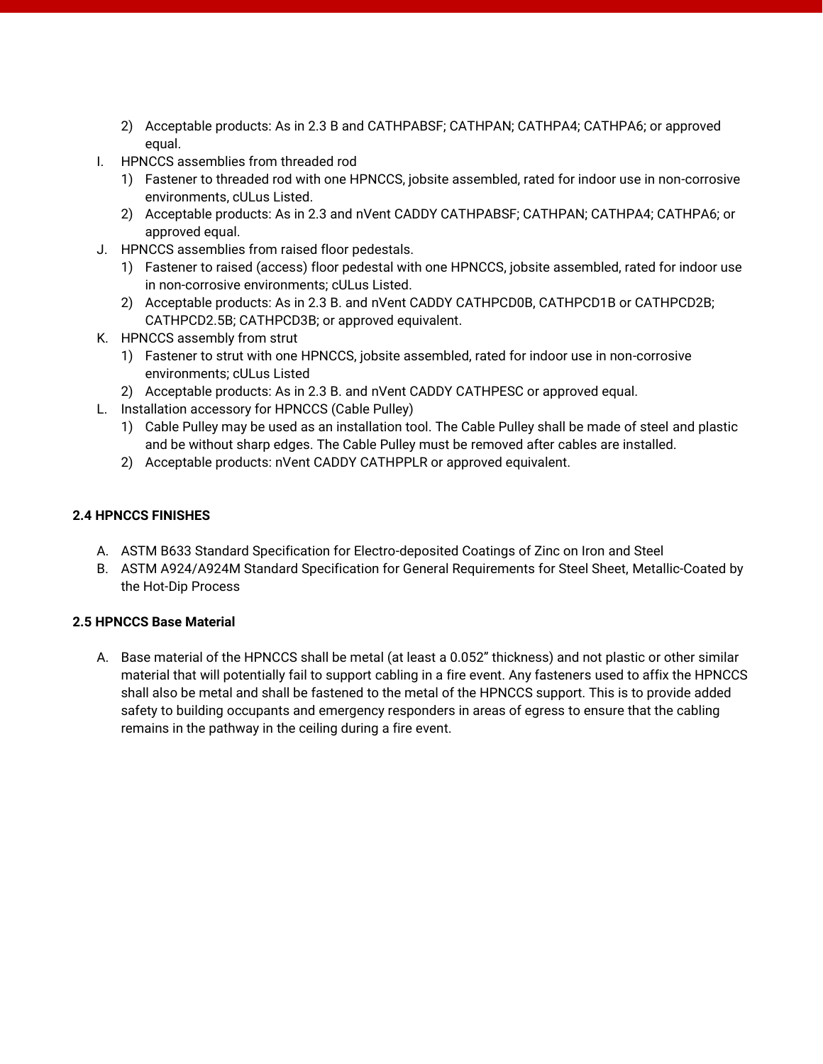2) Acceptable products: As in 2.3 B and CATHPABSF; CATHPAN; CATHPA4; CATHPA6; or approved equal.

I. HPNCCS assemblies from threaded rod
   1) Fastener to threaded rod with one HPNCCS, jobsite assembled, rated for indoor use in non-corrosive environments, cULus Listed.
   2) Acceptable products: As in 2.3 and nVent CADDY CATHPABSF; CATHPAN; CATHPA4; CATHPA6; or approved equal.

J. HPNCCS assemblies from raised floor pedestals.
   1) Fastener to raised (access) floor pedestal with one HPNCCS, jobsite assembled, rated for indoor use in non-corrosive environments; cULus Listed.
   2) Acceptable products: As in 2.3 B. and nVent CADDY CATHPCD0B, CATHPCD1B or CATHPCD2B; CATHPCD2.5B; CATHPCD3B; or approved equivalent.

K. HPNCCS assembly from strut
   1) Fastener to strut with one HPNCCS, jobsite assembled, rated for indoor use in non-corrosive environments; cULus Listed
   2) Acceptable products: As in 2.3 B. and nVent CADDY CATHPESC or approved equal.

L. Installation accessory for HPNCCS (Cable Pulley)
   1) Cable Pulley may be used as an installation tool. The Cable Pulley shall be made of steel and plastic and be without sharp edges. The Cable Pulley must be removed after cables are installed.
   2) Acceptable products: nVent CADDY CATHPPLR or approved equivalent.

**2.4 HPNCCS FINISHES**

A. ASTM B633 Standard Specification for Electro-deposited Coatings of Zinc on Iron and Steel
B. ASTM A924/A924M Standard Specification for General Requirements for Steel Sheet, Metallic-Coated by the Hot-Dip Process

**2.5 HPNCCS Base Material**

A. Base material of the HPNCCS shall be metal (at least a 0.052” thickness) and not plastic or other similar material that will potentially fail to support cabling in a fire event. Any fasteners used to affix the HPNCCS shall also be metal and shall be fastened to the metal of the HPNCCS support. This is to provide added safety to building occupants and emergency responders in areas of egress to ensure that the cabling remains in the pathway in the ceiling during a fire event.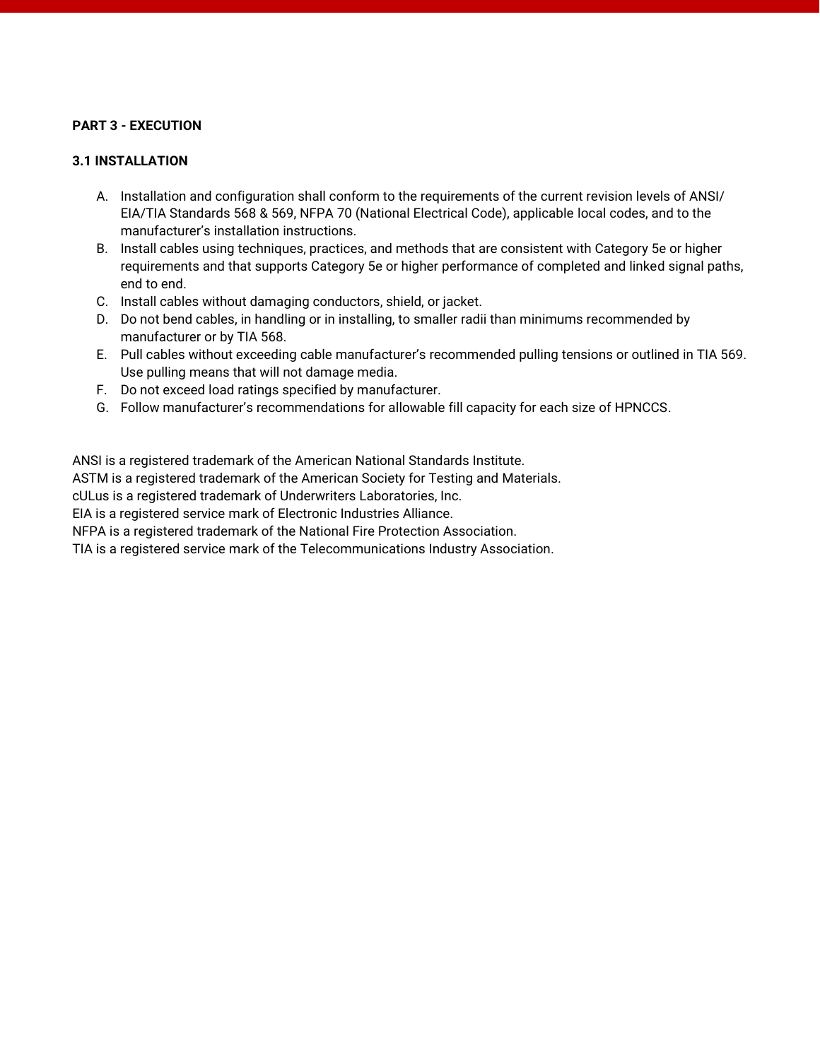**PART 3 - EXECUTION**

**3.1 INSTALLATION**

A. Installation and configuration shall conform to the requirements of the current revision levels of ANSI/ EIA/TIA Standards 568 & 569, NFPA 70 (National Electrical Code), applicable local codes, and to the manufacturer's installation instructions.
B. Install cables using techniques, practices, and methods that are consistent with Category 5e or higher requirements and that supports Category 5e or higher performance of completed and linked signal paths, end to end.
C. Install cables without damaging conductors, shield, or jacket.
D. Do not bend cables, in handling or in installing, to smaller radii than minimums recommended by manufacturer or by TIA 568.
E. Pull cables without exceeding cable manufacturer's recommended pulling tensions or outlined in TIA 569. Use pulling means that will not damage media.
F. Do not exceed load ratings specified by manufacturer.
G. Follow manufacturer's recommendations for allowable fill capacity for each size of HPNCCS.

ANSI is a registered trademark of the American National Standards Institute.
ASTM is a registered trademark of the American Society for Testing and Materials.
cULus is a registered trademark of Underwriters Laboratories, Inc.
EIA is a registered service mark of Electronic Industries Alliance.
NFPA is a registered trademark of the National Fire Protection Association.
TIA is a registered service mark of the Telecommunications Industry Association.